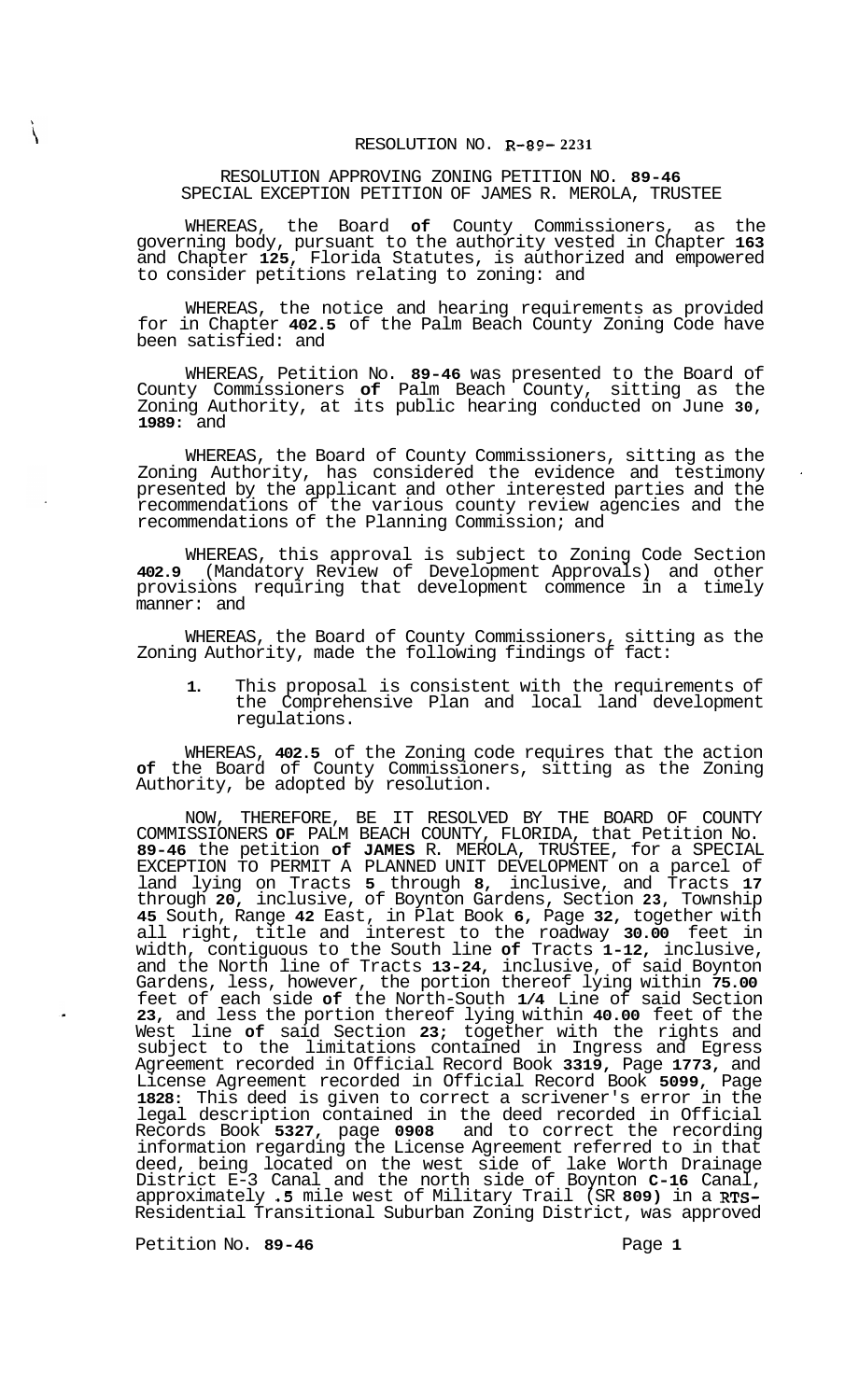RESOLUTION NO. R-89-2231

RESOLUTION APPROVING ZONING PETITION NO. 89-46
SPECIAL EXCEPTION PETITION OF JAMES R. MEROLA, TRUSTEE

WHEREAS, the Board of County Commissioners, as the governing body, pursuant to the authority vested in Chapter 163 and Chapter 125, Florida Statutes, is authorized and empowered to consider petitions relating to zoning: and

WHEREAS, the notice and hearing requirements as provided for in Chapter 402.5 of the Palm Beach County Zoning Code have been satisfied: and

WHEREAS, Petition No. 89-46 was presented to the Board of County Commissioners of Palm Beach County, sitting as the Zoning Authority, at its public hearing conducted on June 30, 1989: and

WHEREAS, the Board of County Commissioners, sitting as the Zoning Authority, has considered the evidence and testimony presented by the applicant and other interested parties and the recommendations of the various county review agencies and the recommendations of the Planning Commission; and

WHEREAS, this approval is subject to Zoning Code Section 402.9 (Mandatory Review of Development Approvals) and other provisions requiring that development commence in a timely manner: and

WHEREAS, the Board of County Commissioners, sitting as the Zoning Authority, made the following findings of fact:

1. This proposal is consistent with the requirements of the Comprehensive Plan and local land development regulations.

WHEREAS, 402.5 of the Zoning code requires that the action of the Board of County Commissioners, sitting as the Zoning Authority, be adopted by resolution.

NOW, THEREFORE, BE IT RESOLVED BY THE BOARD OF COUNTY COMMISSIONERS OF PALM BEACH COUNTY, FLORIDA, that Petition No. 89-46 the petition of JAMES R. MEROLA, TRUSTEE, for a SPECIAL EXCEPTION TO PERMIT A PLANNED UNIT DEVELOPMENT on a parcel of land lying on Tracts 5 through 8, inclusive, and Tracts 17 through 20, inclusive, of Boynton Gardens, Section 23, Township 45 South, Range 42 East, in Plat Book 6, Page 32, together with all right, title and interest to the roadway 30.00 feet in width, contiguous to the South line of Tracts 1-12, inclusive, and the North line of Tracts 13-24, inclusive, of said Boynton Gardens, less, however, the portion thereof lying within 75.00 feet of each side of the North-South 1/4 Line of said Section 23, and less the portion thereof lying within 40.00 feet of the West line of said Section 23; together with the rights and subject to the limitations contained in Ingress and Egress Agreement recorded in Official Record Book 3319, Page 1773, and License Agreement recorded in Official Record Book 5099, Page 1828: This deed is given to correct a scrivener's error in the legal description contained in the deed recorded in Official Records Book 5327, page 0908 and to correct the recording information regarding the License Agreement referred to in that deed, being located on the west side of lake Worth Drainage District E-3 Canal and the north side of Boynton C-16 Canal, approximately .5 mile west of Military Trail (SR 809) in a RTS-Residential Transitional Suburban Zoning District, was approved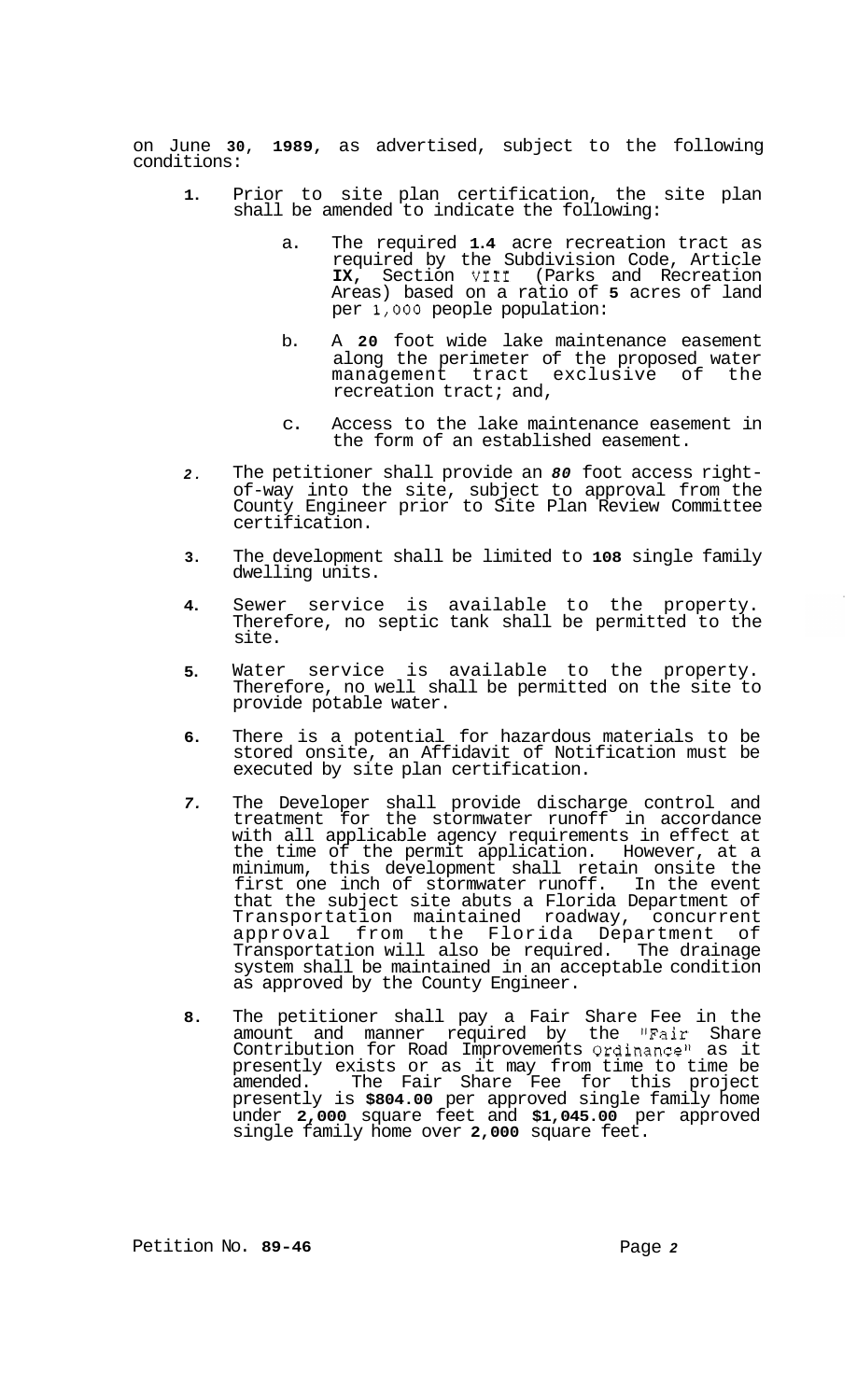on June **30**, **1989**, as advertised, subject to the following conditions:

1. Prior to site plan certification, the site plan shall be amended to indicate the following:

   a. The required **1.4** acre recreation tract as required by the Subdivision Code, Article **IX**, Section VIII (Parks and Recreation Areas) based on a ratio of **5** acres of land per 1,000 people population:

   b. A **20** foot wide lake maintenance easement along the perimeter of the proposed water management tract exclusive of the recreation tract; and,

   c. Access to the lake maintenance easement in the form of an established easement.

2. The petitioner shall provide an ***80*** foot access right-of-way into the site, subject to approval from the County Engineer prior to Site Plan Review Committee certification.

3. The development shall be limited to **108** single family dwelling units.

4. Sewer service is available to the property. Therefore, no septic tank shall be permitted to the site.

5. Water service is available to the property. Therefore, no well shall be permitted on the site to provide potable water.

6. There is a potential for hazardous materials to be stored onsite, an Affidavit of Notification must be executed by site plan certification.

7. The Developer shall provide discharge control and treatment for the stormwater runoff in accordance with all applicable agency requirements in effect at the time of the permit application. However, at a minimum, this development shall retain onsite the first one inch of stormwater runoff. In the event that the subject site abuts a Florida Department of Transportation maintained roadway, concurrent approval from the Florida Department of Transportation will also be required. The drainage system shall be maintained in an acceptable condition as approved by the County Engineer.

8. The petitioner shall pay a Fair Share Fee in the amount and manner required by the "Fair Share Contribution for Road Improvements Ordinance" as it presently exists or as it may from time to time be amended. The Fair Share Fee for this project presently is **$804.00** per approved single family home under **2,000** square feet and **$1,045.00** per approved single family home over **2,000** square feet.

Petition No. **89-46**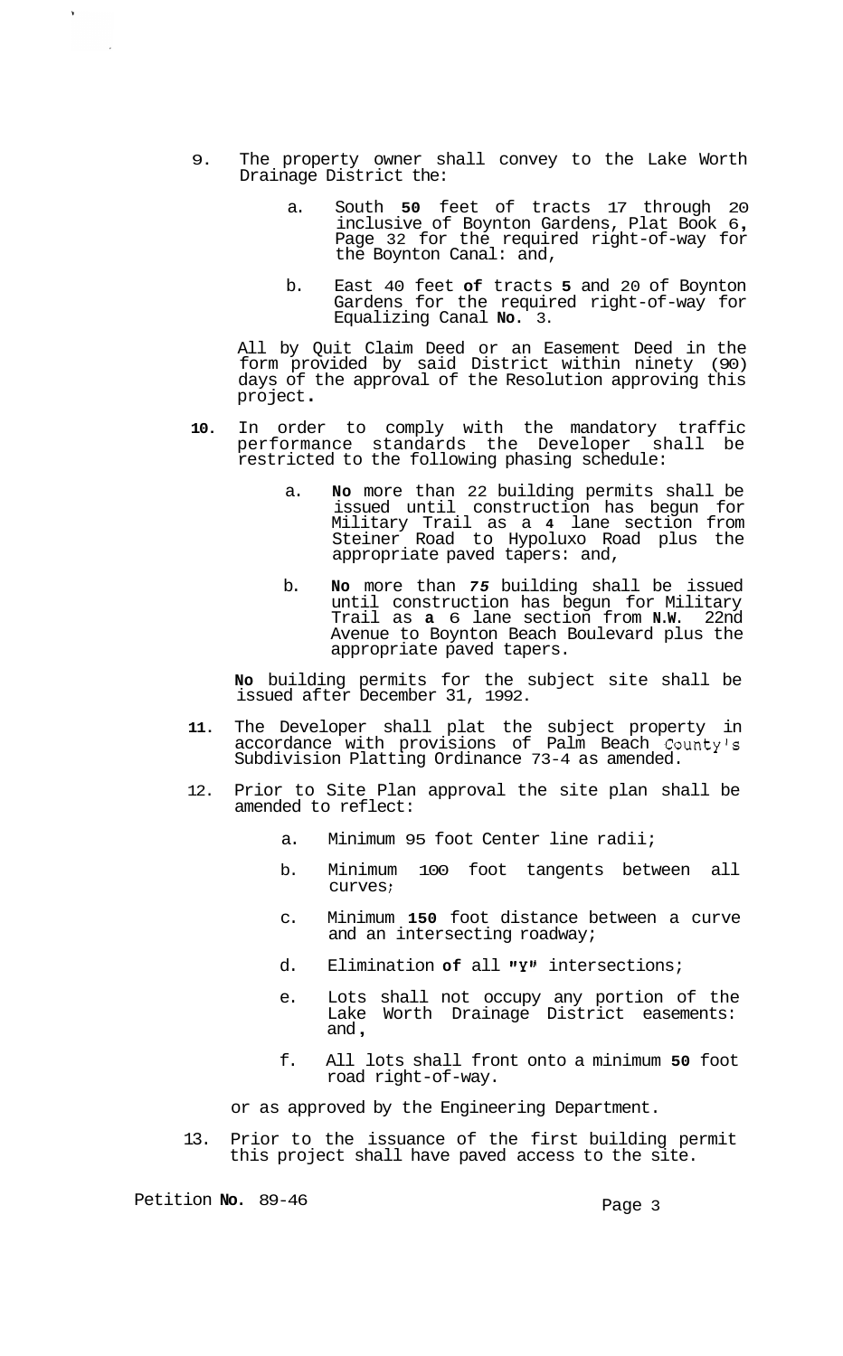9. The property owner shall convey to the Lake Worth Drainage District the:

    a. South 50 feet of tracts 17 through 20 inclusive of Boynton Gardens, Plat Book 6, Page 32 for the required right-of-way for the Boynton Canal: and,

    b. East 40 feet of tracts 5 and 20 of Boynton Gardens for the required right-of-way for Equalizing Canal No. 3.

    All by Quit Claim Deed or an Easement Deed in the form provided by said District within ninety (90) days of the approval of the Resolution approving this project.

10. In order to comply with the mandatory traffic performance standards the Developer shall be restricted to the following phasing schedule:

    a. No more than 22 building permits shall be issued until construction has begun for Military Trail as a 4 lane section from Steiner Road to Hypoluxo Road plus the appropriate paved tapers: and,

    b. No more than *75* building shall be issued until construction has begun for Military Trail as a 6 lane section from N.W. 22nd Avenue to Boynton Beach Boulevard plus the appropriate paved tapers.

    No building permits for the subject site shall be issued after December 31, 1992.

11. The Developer shall plat the subject property in accordance with provisions of Palm Beach County's Subdivision Platting Ordinance 73-4 as amended.

12. Prior to Site Plan approval the site plan shall be amended to reflect:

    a. Minimum 95 foot Center line radii;

    b. Minimum 100 foot tangents between all curves;

    c. Minimum 150 foot distance between a curve and an intersecting roadway;

    d. Elimination of all "Y" intersections;

    e. Lots shall not occupy any portion of the Lake Worth Drainage District easements: and,

    f. All lots shall front onto a minimum 50 foot road right-of-way.

    or as approved by the Engineering Department.

13. Prior to the issuance of the first building permit this project shall have paved access to the site.

Petition No. 89-46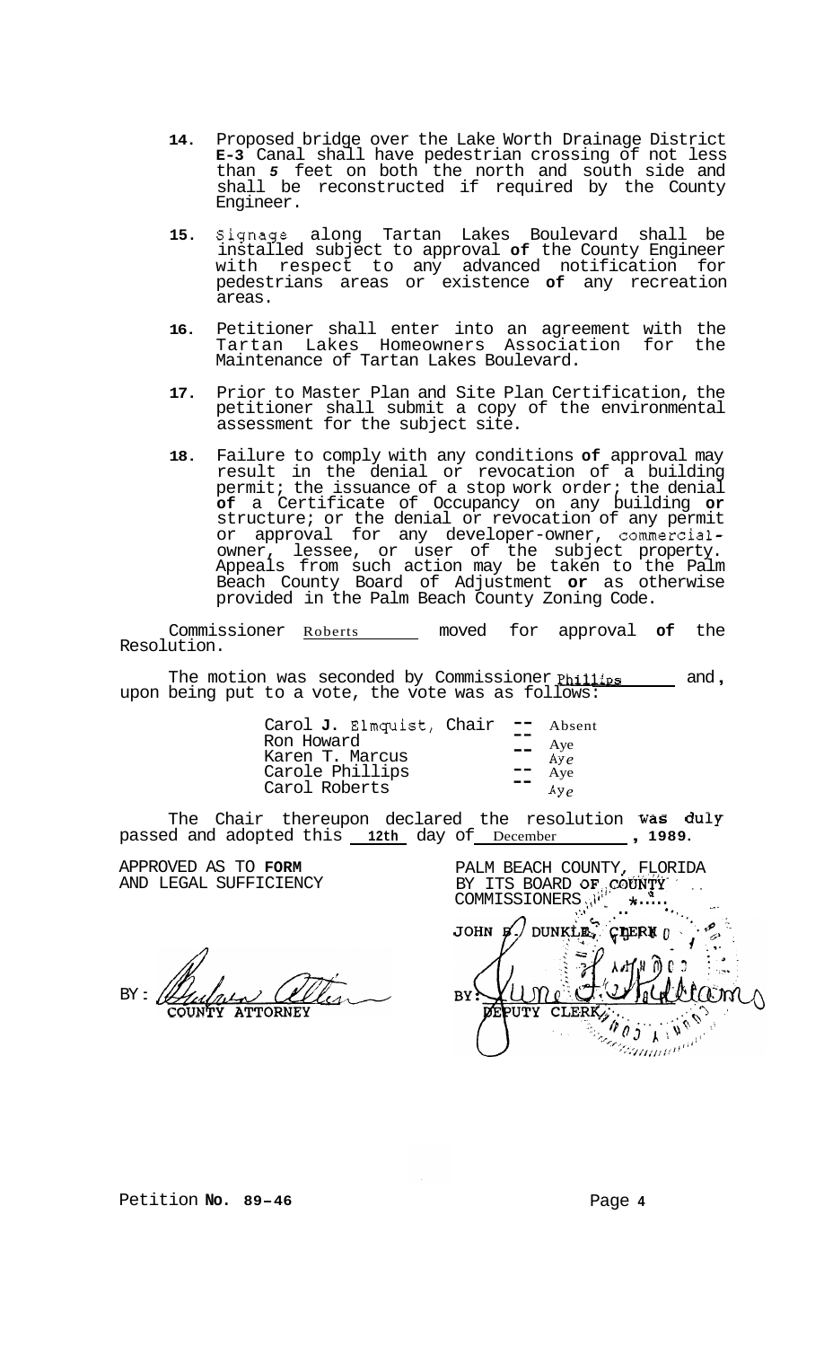14. Proposed bridge over the Lake Worth Drainage District E-3 Canal shall have pedestrian crossing of not less than 5 feet on both the north and south side and shall be reconstructed if required by the County Engineer.

15. Signage along Tartan Lakes Boulevard shall be installed subject to approval of the County Engineer with respect to any advanced notification for pedestrians areas or existence of any recreation areas.

16. Petitioner shall enter into an agreement with the Tartan Lakes Homeowners Association for the Maintenance of Tartan Lakes Boulevard.

17. Prior to Master Plan and Site Plan Certification, the petitioner shall submit a copy of the environmental assessment for the subject site.

18. Failure to comply with any conditions of approval may result in the denial or revocation of a building permit; the issuance of a stop work order; the denial of a Certificate of Occupancy on any building or structure; or the denial or revocation of any permit or approval for any developer-owner, commercial-owner, lessee, or user of the subject property. Appeals from such action may be taken to the Palm Beach County Board of Adjustment or as otherwise provided in the Palm Beach County Zoning Code.

Commissioner Roberts moved for approval of the Resolution.

The motion was seconded by Commissioner Phillips and, upon being put to a vote, the vote was as follows:

| | | |
|---|---|---|
| Carol J. Elmquist, Chair | -- | Absent |
| Ron Howard | -- | Aye |
| Karen T. Marcus | -- | Aye |
| Carole Phillips | -- | Aye |
| Carol Roberts | -- | Aye |

The Chair thereupon declared the resolution was duly passed and adopted this 12th day of December, 1989.

APPROVED AS TO FORM AND LEGAL SUFFICIENCY

BY: COUNTY ATTORNEY

PALM BEACH COUNTY, FLORIDA BY ITS BOARD OF COUNTY COMMISSIONERS

JOHN B. DUNKLE, CLERK

BY: DEPUTY CLERK

Petition No. 89-46